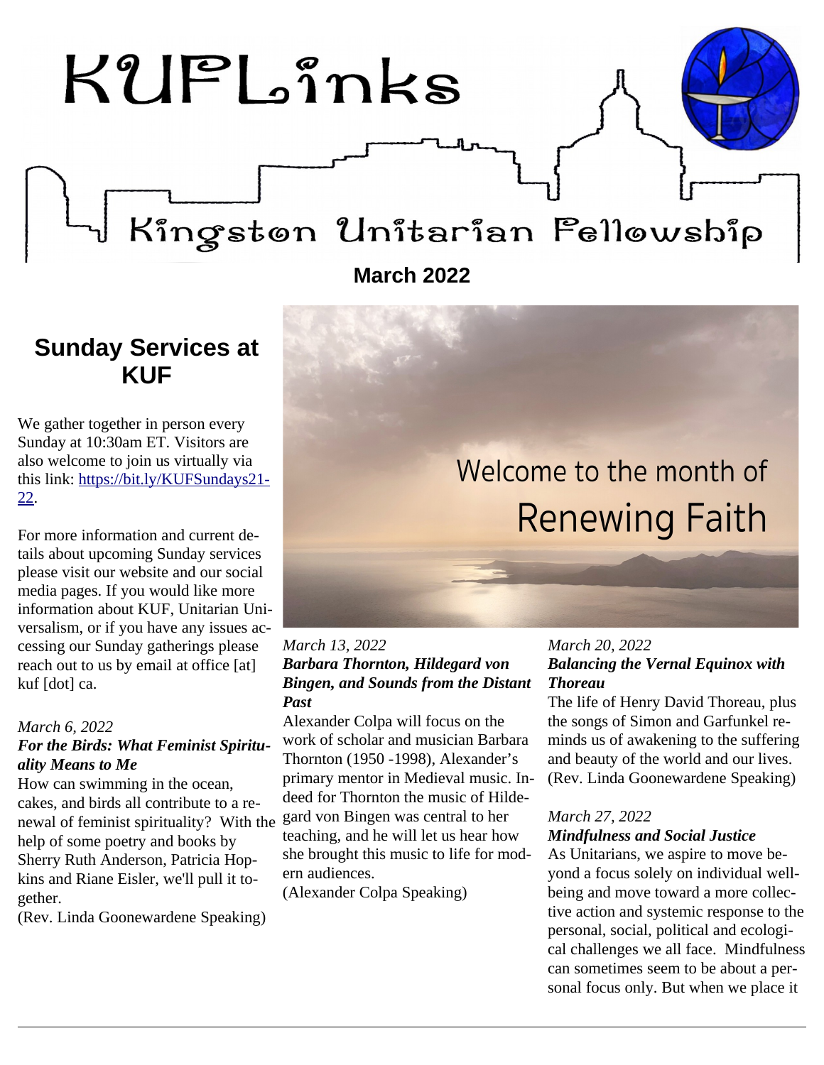# KUFLinks

## Kingston Unitarian Fellowship

**March 2022**

## Sunday Services at KUF

We gather together in person every Sunday at 10:30am ET. Visitors are also welcome to join us virtually via this link: [https://bit.ly/KUFSundays21-22](https://bit.ly/KUFSundays21-22).

For more information and current details about upcoming Sunday services please visit our website and our social media pages. If you would like more information about KUF, Unitarian Universalism, or if you have any issues accessing our Sunday gatherings please reach out to us by email at office [at] kuf [dot] ca.

Welcome to the month of
Renewing Faith

*March 6, 2022*
***For the Birds: What Feminist Spirituality Means to Me***
How can swimming in the ocean, cakes, and birds all contribute to a renewal of feminist spirituality? With the help of some poetry and books by Sherry Ruth Anderson, Patricia Hopkins and Riane Eisler, we'll pull it together.
(Rev. Linda Goonewardene Speaking)

*March 13, 2022*
***Barbara Thornton, Hildegard von Bingen, and Sounds from the Distant Past***
Alexander Colpa will focus on the work of scholar and musician Barbara Thornton (1950 -1998), Alexander's primary mentor in Medieval music. Indeed for Thornton the music of Hildegard von Bingen was central to her teaching, and he will let us hear how she brought this music to life for modern audiences.
(Alexander Colpa Speaking)

*March 20, 2022*
***Balancing the Vernal Equinox with Thoreau***
The life of Henry David Thoreau, plus the songs of Simon and Garfunkel reminds us of awakening to the suffering and beauty of the world and our lives.
(Rev. Linda Goonewardene Speaking)

*March 27, 2022*
***Mindfulness and Social Justice***
As Unitarians, we aspire to move beyond a focus solely on individual wellbeing and move toward a more collective action and systemic response to the personal, social, political and ecological challenges we all face. Mindfulness can sometimes seem to be about a personal focus only. But when we place it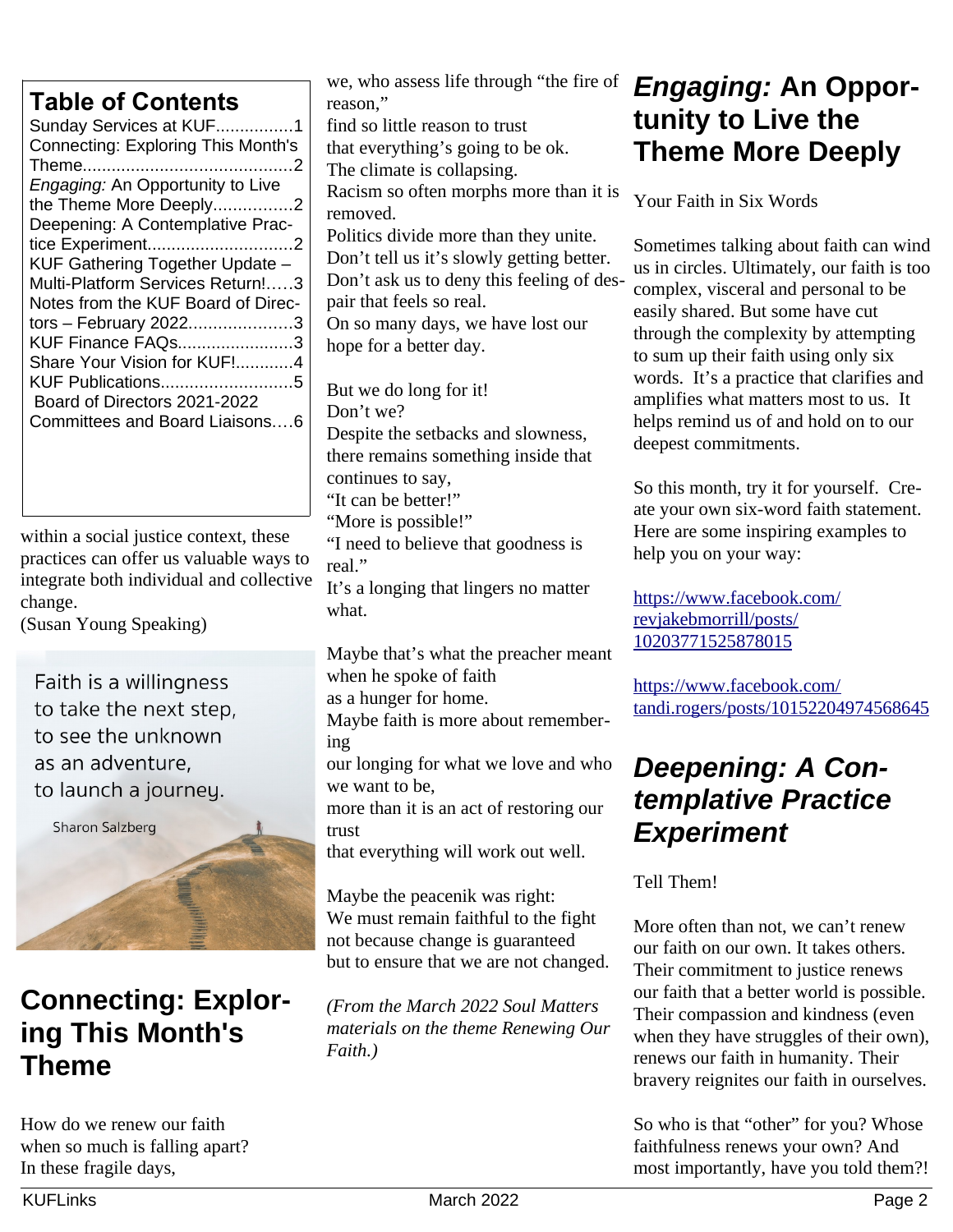## Table of Contents

Sunday Services at KUF................1
Connecting: Exploring This Month's Theme...........................................2
*Engaging:* An Opportunity to Live the Theme More Deeply................2
Deepening: A Contemplative Practice Experiment..............................2
KUF Gathering Together Update – Multi-Platform Services Return!.....3
Notes from the KUF Board of Directors – February 2022.....................3
KUF Finance FAQs........................3
Share Your Vision for KUF!............4
KUF Publications...........................5
Board of Directors 2021-2022 Committees and Board Liaisons….6

within a social justice context, these practices can offer us valuable ways to integrate both individual and collective change.
(Susan Young Speaking)

Faith is a willingness
to take the next step,
to see the unknown
as an adventure,
to launch a journey.

Sharon Salzberg

# Connecting: Exploring This Month's Theme

How do we renew our faith
when so much is falling apart?
In these fragile days,
we, who assess life through "the fire of reason,"
find so little reason to trust
that everything's going to be ok.
The climate is collapsing.
Racism so often morphs more than it is removed.
Politics divide more than they unite.
Don't tell us it's slowly getting better.
Don't ask us to deny this feeling of despair that feels so real.
On so many days, we have lost our hope for a better day.

But we do long for it!
Don't we?
Despite the setbacks and slowness,
there remains something inside that continues to say,
"It can be better!"
"More is possible!"
"I need to believe that goodness is real."
It's a longing that lingers no matter what.

Maybe that's what the preacher meant
when he spoke of faith
as a hunger for home.
Maybe faith is more about remembering
our longing for what we love and who we want to be,
more than it is an act of restoring our trust
that everything will work out well.

Maybe the peacenik was right:
We must remain faithful to the fight
not because change is guaranteed
but to ensure that we are not changed.

*(From the March 2022 Soul Matters materials on the theme Renewing Our Faith.)*

# *Engaging:* An Opportunity to Live the Theme More Deeply

Your Faith in Six Words

Sometimes talking about faith can wind us in circles. Ultimately, our faith is too complex, visceral and personal to be easily shared. But some have cut through the complexity by attempting to sum up their faith using only six words. It's a practice that clarifies and amplifies what matters most to us. It helps remind us of and hold on to our deepest commitments.

So this month, try it for yourself. Create your own six-word faith statement. Here are some inspiring examples to help you on your way:

https://www.facebook.com/revjakebmorrill/posts/10203771525878015

https://www.facebook.com/tandi.rogers/posts/10152204974568645

# *Deepening: A Contemplative Practice Experiment*

Tell Them!

More often than not, we can't renew our faith on our own. It takes others. Their commitment to justice renews our faith that a better world is possible. Their compassion and kindness (even when they have struggles of their own), renews our faith in humanity. Their bravery reignites our faith in ourselves.

So who is that "other" for you? Whose faithfulness renews your own? And most importantly, have you told them?!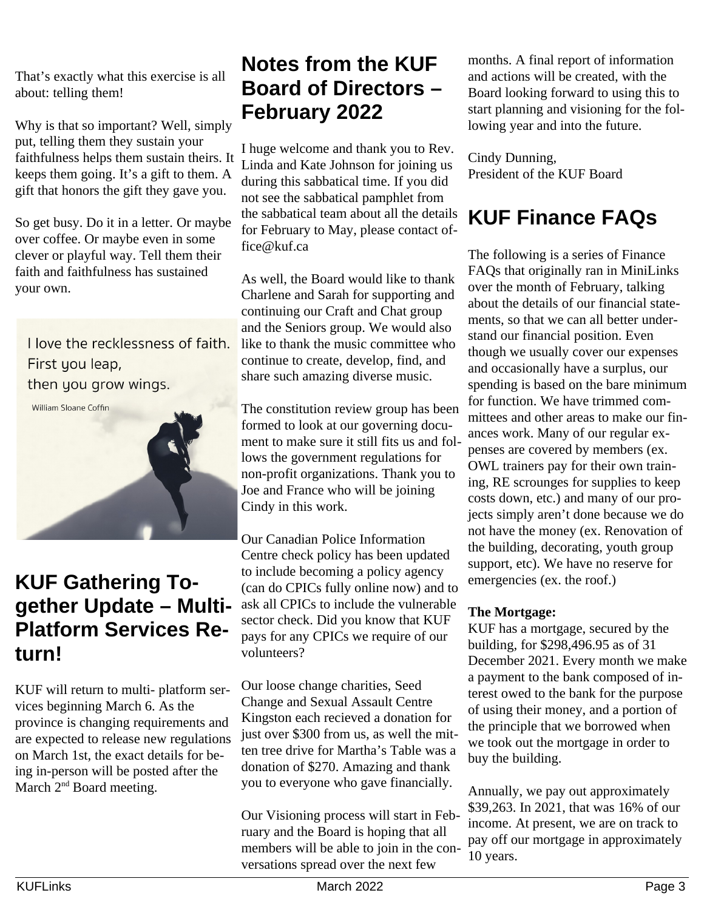That's exactly what this exercise is all about: telling them!

Why is that so important? Well, simply put, telling them they sustain your faithfulness helps them sustain theirs. It keeps them going. It's a gift to them. A gift that honors the gift they gave you.

So get busy. Do it in a letter. Or maybe over coffee. Or maybe even in some clever or playful way. Tell them their faith and faithfulness has sustained your own.

I love the recklessness of faith. First you leap, then you grow wings.

William Sloane Coffin

## KUF Gathering Together Update – Multi-Platform Services Return!

KUF will return to multi- platform services beginning March 6. As the province is changing requirements and are expected to release new regulations on March 1st, the exact details for being in-person will be posted after the March 2nd Board meeting.

## Notes from the KUF Board of Directors – February 2022

I huge welcome and thank you to Rev. Linda and Kate Johnson for joining us during this sabbatical time. If you did not see the sabbatical pamphlet from the sabbatical team about all the details for February to May, please contact office@kuf.ca

As well, the Board would like to thank Charlene and Sarah for supporting and continuing our Craft and Chat group and the Seniors group. We would also like to thank the music committee who continue to create, develop, find, and share such amazing diverse music.

The constitution review group has been formed to look at our governing document to make sure it still fits us and follows the government regulations for non-profit organizations. Thank you to Joe and France who will be joining Cindy in this work.

Our Canadian Police Information Centre check policy has been updated to include becoming a policy agency (can do CPICs fully online now) and to ask all CPICs to include the vulnerable sector check. Did you know that KUF pays for any CPICs we require of our volunteers?

Our loose change charities, Seed Change and Sexual Assault Centre Kingston each recieved a donation for just over $300 from us, as well the mitten tree drive for Martha's Table was a donation of $270. Amazing and thank you to everyone who gave financially.

Our Visioning process will start in February and the Board is hoping that all members will be able to join in the conversations spread over the next few months. A final report of information and actions will be created, with the Board looking forward to using this to start planning and visioning for the following year and into the future.

Cindy Dunning,
President of the KUF Board

## KUF Finance FAQs

The following is a series of Finance FAQs that originally ran in MiniLinks over the month of February, talking about the details of our financial statements, so that we can all better understand our financial position. Even though we usually cover our expenses and occasionally have a surplus, our spending is based on the bare minimum for function. We have trimmed committees and other areas to make our finances work. Many of our regular expenses are covered by members (ex. OWL trainers pay for their own training, RE scrounges for supplies to keep costs down, etc.) and many of our projects simply aren't done because we do not have the money (ex. Renovation of the building, decorating, youth group support, etc). We have no reserve for emergencies (ex. the roof.)

**The Mortgage:**
KUF has a mortgage, secured by the building, for $298,496.95 as of 31 December 2021. Every month we make a payment to the bank composed of interest owed to the bank for the purpose of using their money, and a portion of the principle that we borrowed when we took out the mortgage in order to buy the building.

Annually, we pay out approximately $39,263. In 2021, that was 16% of our income. At present, we are on track to pay off our mortgage in approximately 10 years.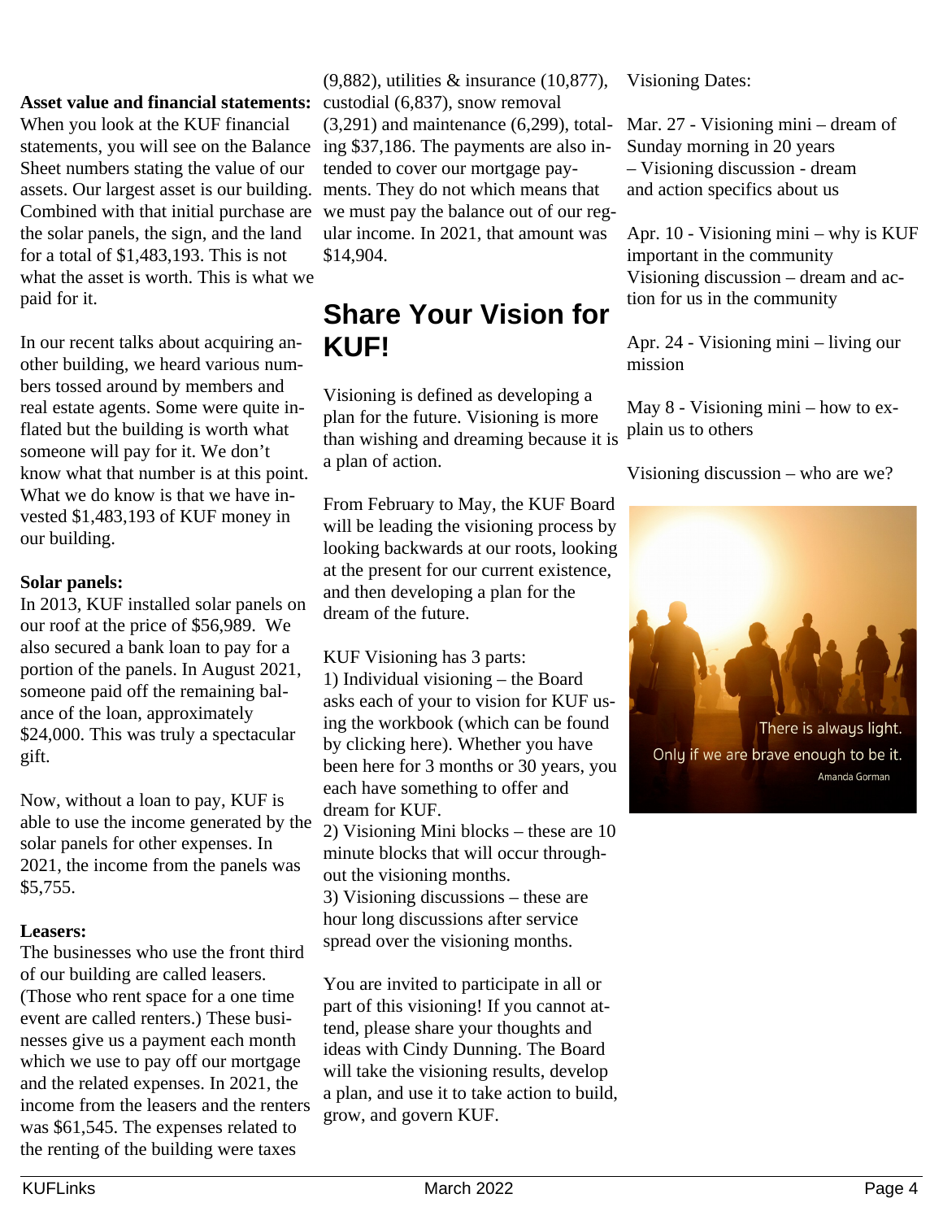**Asset value and financial statements:**
When you look at the KUF financial statements, you will see on the Balance Sheet numbers stating the value of our assets. Our largest asset is our building. Combined with that initial purchase are the solar panels, the sign, and the land for a total of $1,483,193. This is not what the asset is worth. This is what we paid for it.

In our recent talks about acquiring another building, we heard various numbers tossed around by members and real estate agents. Some were quite inflated but the building is worth what someone will pay for it. We don't know what that number is at this point. What we do know is that we have invested $1,483,193 of KUF money in our building.

**Solar panels:**
In 2013, KUF installed solar panels on our roof at the price of $56,989. We also secured a bank loan to pay for a portion of the panels. In August 2021, someone paid off the remaining balance of the loan, approximately $24,000. This was truly a spectacular gift.

Now, without a loan to pay, KUF is able to use the income generated by the solar panels for other expenses. In 2021, the income from the panels was $5,755.

**Leasers:**
The businesses who use the front third of our building are called leasers. (Those who rent space for a one time event are called renters.) These businesses give us a payment each month which we use to pay off our mortgage and the related expenses. In 2021, the income from the leasers and the renters was $61,545. The expenses related to the renting of the building were taxes (9,882), utilities & insurance (10,877), custodial (6,837), snow removal (3,291) and maintenance (6,299), totaling $37,186. The payments are also intended to cover our mortgage payments. They do not which means that we must pay the balance out of our regular income. In 2021, that amount was $14,904.

## Share Your Vision for KUF!

Visioning is defined as developing a plan for the future. Visioning is more than wishing and dreaming because it is a plan of action.

From February to May, the KUF Board will be leading the visioning process by looking backwards at our roots, looking at the present for our current existence, and then developing a plan for the dream of the future.

KUF Visioning has 3 parts:
1) Individual visioning – the Board asks each of your to vision for KUF using the workbook (which can be found by clicking here). Whether you have been here for 3 months or 30 years, you each have something to offer and dream for KUF.
2) Visioning Mini blocks – these are 10 minute blocks that will occur throughout the visioning months.
3) Visioning discussions – these are hour long discussions after service spread over the visioning months.

You are invited to participate in all or part of this visioning! If you cannot attend, please share your thoughts and ideas with Cindy Dunning. The Board will take the visioning results, develop a plan, and use it to take action to build, grow, and govern KUF.

Visioning Dates:

Mar. 27 - Visioning mini – dream of Sunday morning in 20 years
– Visioning discussion - dream and action specifics about us

Apr. 10 - Visioning mini – why is KUF important in the community
Visioning discussion – dream and action for us in the community

Apr. 24 - Visioning mini – living our mission

May 8 - Visioning mini – how to explain us to others

Visioning discussion – who are we?

There is always light.
Only if we are brave enough to be it.
Amanda Gorman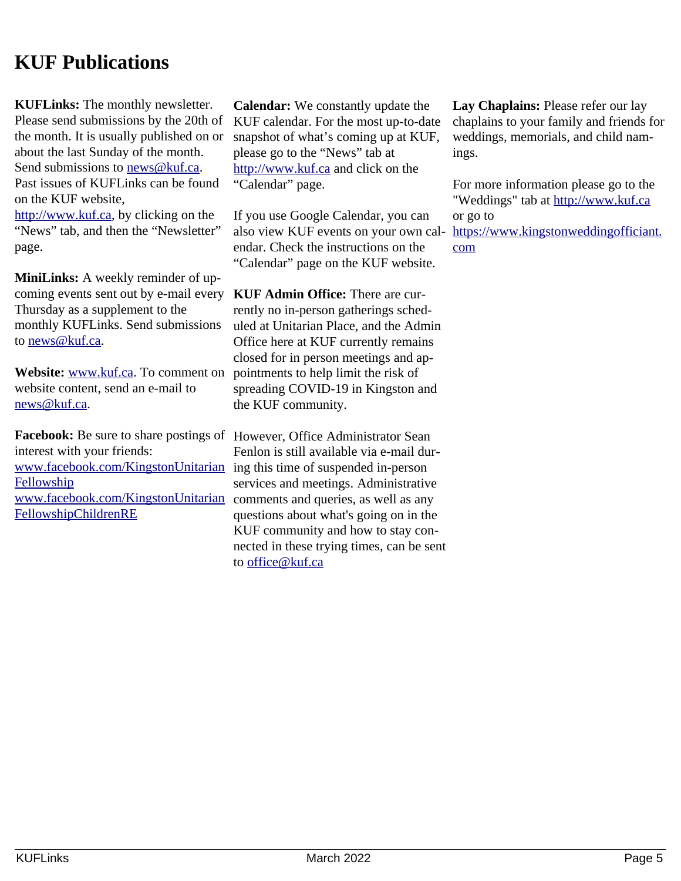# KUF Publications

**KUFLinks:** The monthly newsletter. Please send submissions by the 20th of the month. It is usually published on or about the last Sunday of the month. Send submissions to news@kuf.ca. Past issues of KUFLinks can be found on the KUF website, http://www.kuf.ca, by clicking on the "News" tab, and then the "Newsletter" page.

**MiniLinks:** A weekly reminder of upcoming events sent out by e-mail every Thursday as a supplement to the monthly KUFLinks. Send submissions to news@kuf.ca.

**Website:** www.kuf.ca. To comment on website content, send an e-mail to news@kuf.ca.

**Facebook:** Be sure to share postings of interest with your friends:
www.facebook.com/KingstonUnitarianFellowship
www.facebook.com/KingstonUnitarianFellowshipChildrenRE

**Calendar:** We constantly update the KUF calendar. For the most up-to-date snapshot of what's coming up at KUF, please go to the "News" tab at http://www.kuf.ca and click on the "Calendar" page.

If you use Google Calendar, you can also view KUF events on your own calendar. Check the instructions on the "Calendar" page on the KUF website.

**KUF Admin Office:** There are currently no in-person gatherings scheduled at Unitarian Place, and the Admin Office here at KUF currently remains closed for in person meetings and appointments to help limit the risk of spreading COVID-19 in Kingston and the KUF community.

However, Office Administrator Sean Fenlon is still available via e-mail during this time of suspended in-person services and meetings. Administrative comments and queries, as well as any questions about what's going on in the KUF community and how to stay connected in these trying times, can be sent to office@kuf.ca

**Lay Chaplains:** Please refer our lay chaplains to your family and friends for weddings, memorials, and child namings.

For more information please go to the "Weddings" tab at http://www.kuf.ca or go to https://www.kingstonweddingofficiant.com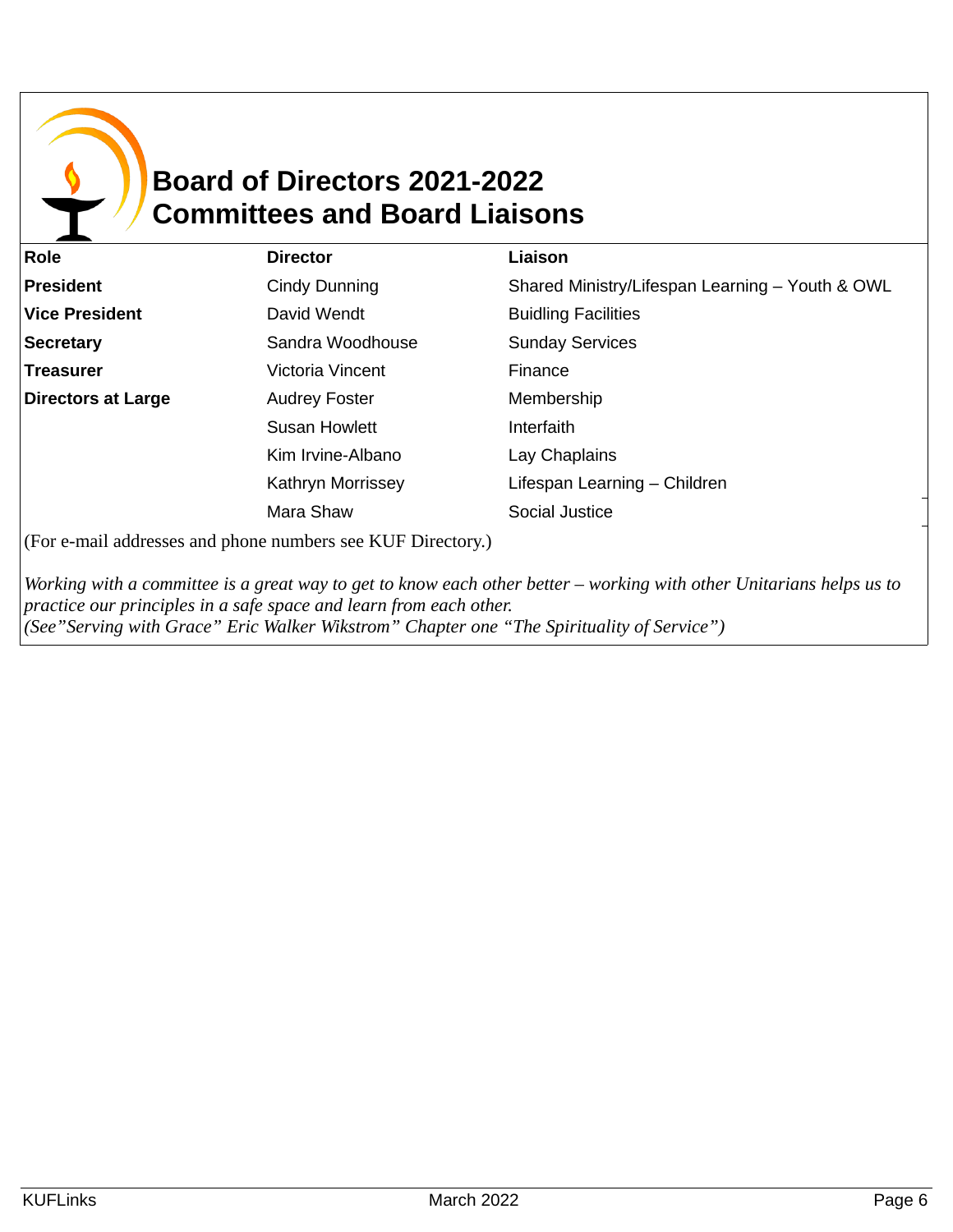# Board of Directors 2021-2022
# Committees and Board Liaisons

| Role | Director | Liaison |
|---|---|---|
| **President** | Cindy Dunning | Shared Ministry/Lifespan Learning – Youth & OWL |
| **Vice President** | David Wendt | Buidling Facilities |
| **Secretary** | Sandra Woodhouse | Sunday Services |
| **Treasurer** | Victoria Vincent | Finance |
| **Directors at Large** | Audrey Foster | Membership |
| | Susan Howlett | Interfaith |
| | Kim Irvine-Albano | Lay Chaplains |
| | Kathryn Morrissey | Lifespan Learning – Children |
| | Mara Shaw | Social Justice |

(For e-mail addresses and phone numbers see KUF Directory.)

*Working with a committee is a great way to get to know each other better – working with other Unitarians helps us to practice our principles in a safe space and learn from each other.*
*(See"Serving with Grace" Eric Walker Wikstrom" Chapter one "The Spirituality of Service")*